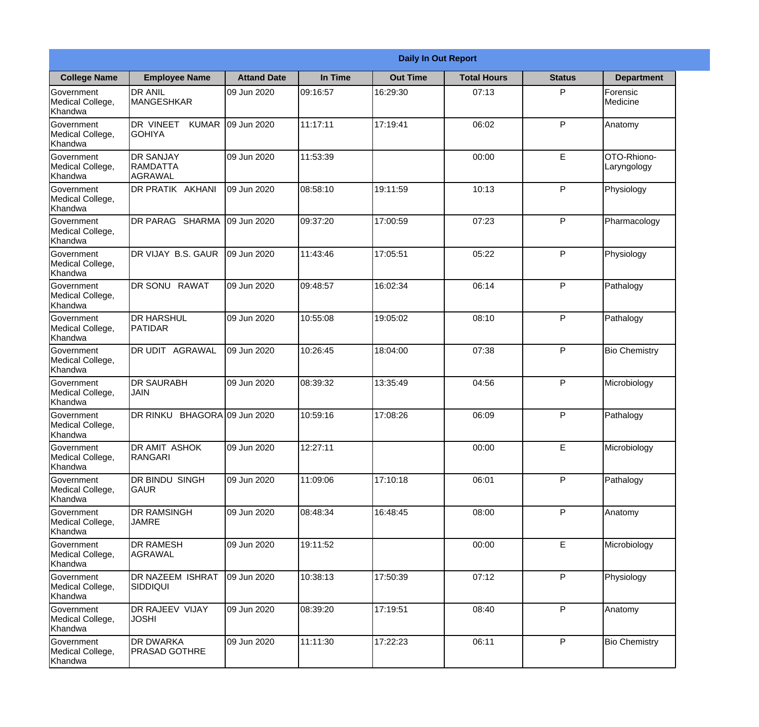| Daily In Out Report | | | | | | | |
|---|---|---|---|---|---|---|---|
| **College Name** | **Employee Name** | **Attand Date** | **In Time** | **Out Time** | **Total Hours** | **Status** | **Department** |
| Government Medical College, Khandwa | DR ANIL MANGESHKAR | 09 Jun 2020 | 09:16:57 | 16:29:30 | 07:13 | P | Forensic Medicine |
| Government Medical College, Khandwa | DR VINEET KUMAR GOHIYA | 09 Jun 2020 | 11:17:11 | 17:19:41 | 06:02 | P | Anatomy |
| Government Medical College, Khandwa | DR SANJAY RAMDATTA AGRAWAL | 09 Jun 2020 | 11:53:39 | | 00:00 | E | OTO-Rhiono-Laryngology |
| Government Medical College, Khandwa | DR PRATIK AKHANI | 09 Jun 2020 | 08:58:10 | 19:11:59 | 10:13 | P | Physiology |
| Government Medical College, Khandwa | DR PARAG SHARMA | 09 Jun 2020 | 09:37:20 | 17:00:59 | 07:23 | P | Pharmacology |
| Government Medical College, Khandwa | DR VIJAY B.S. GAUR | 09 Jun 2020 | 11:43:46 | 17:05:51 | 05:22 | P | Physiology |
| Government Medical College, Khandwa | DR SONU RAWAT | 09 Jun 2020 | 09:48:57 | 16:02:34 | 06:14 | P | Pathalogy |
| Government Medical College, Khandwa | DR HARSHUL PATIDAR | 09 Jun 2020 | 10:55:08 | 19:05:02 | 08:10 | P | Pathalogy |
| Government Medical College, Khandwa | DR UDIT AGRAWAL | 09 Jun 2020 | 10:26:45 | 18:04:00 | 07:38 | P | Bio Chemistry |
| Government Medical College, Khandwa | DR SAURABH JAIN | 09 Jun 2020 | 08:39:32 | 13:35:49 | 04:56 | P | Microbiology |
| Government Medical College, Khandwa | DR RINKU BHAGORA | 09 Jun 2020 | 10:59:16 | 17:08:26 | 06:09 | P | Pathalogy |
| Government Medical College, Khandwa | DR AMIT ASHOK RANGARI | 09 Jun 2020 | 12:27:11 | | 00:00 | E | Microbiology |
| Government Medical College, Khandwa | DR BINDU SINGH GAUR | 09 Jun 2020 | 11:09:06 | 17:10:18 | 06:01 | P | Pathalogy |
| Government Medical College, Khandwa | DR RAMSINGH JAMRE | 09 Jun 2020 | 08:48:34 | 16:48:45 | 08:00 | P | Anatomy |
| Government Medical College, Khandwa | DR RAMESH AGRAWAL | 09 Jun 2020 | 19:11:52 | | 00:00 | E | Microbiology |
| Government Medical College, Khandwa | DR NAZEEM ISHRAT SIDDIQUI | 09 Jun 2020 | 10:38:13 | 17:50:39 | 07:12 | P | Physiology |
| Government Medical College, Khandwa | DR RAJEEV VIJAY JOSHI | 09 Jun 2020 | 08:39:20 | 17:19:51 | 08:40 | P | Anatomy |
| Government Medical College, Khandwa | DR DWARKA PRASAD GOTHRE | 09 Jun 2020 | 11:11:30 | 17:22:23 | 06:11 | P | Bio Chemistry |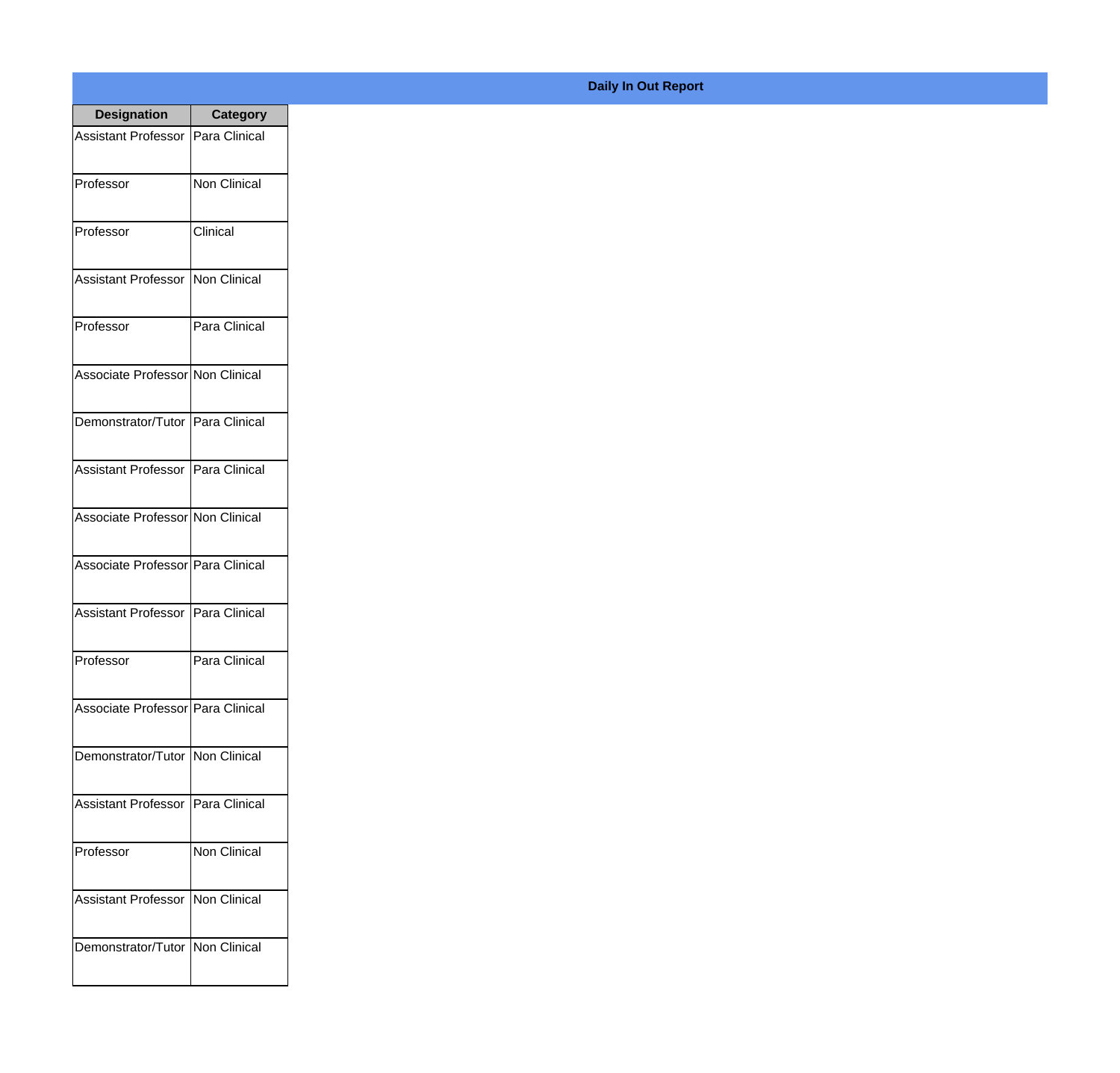**Daily In Out Report**

| Designation | Category |
|---|---|
| Assistant Professor | Para Clinical |
| Professor | Non Clinical |
| Professor | Clinical |
| Assistant Professor | Non Clinical |
| Professor | Para Clinical |
| Associate Professor | Non Clinical |
| Demonstrator/Tutor | Para Clinical |
| Assistant Professor | Para Clinical |
| Associate Professor | Non Clinical |
| Associate Professor | Para Clinical |
| Assistant Professor | Para Clinical |
| Professor | Para Clinical |
| Associate Professor | Para Clinical |
| Demonstrator/Tutor | Non Clinical |
| Assistant Professor | Para Clinical |
| Professor | Non Clinical |
| Assistant Professor | Non Clinical |
| Demonstrator/Tutor | Non Clinical |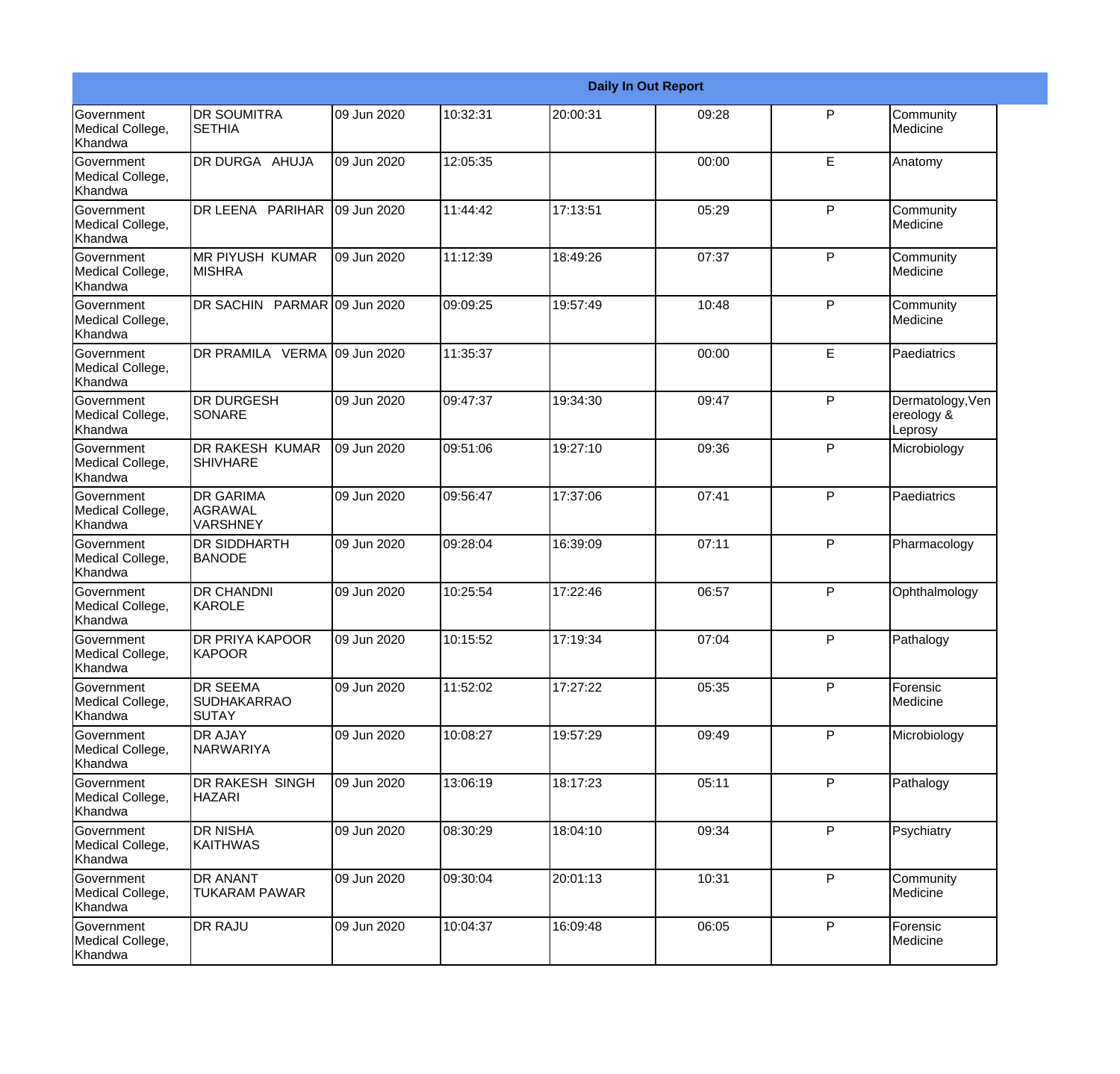| Daily In Out Report | | | | | | | |
|---|---|---|---|---|---|---|---|
| Government Medical College, Khandwa | DR SOUMITRA SETHIA | 09 Jun 2020 | 10:32:31 | 20:00:31 | 09:28 | P | Community Medicine |
| Government Medical College, Khandwa | DR DURGA AHUJA | 09 Jun 2020 | 12:05:35 | | 00:00 | E | Anatomy |
| Government Medical College, Khandwa | DR LEENA PARIHAR | 09 Jun 2020 | 11:44:42 | 17:13:51 | 05:29 | P | Community Medicine |
| Government Medical College, Khandwa | MR PIYUSH KUMAR MISHRA | 09 Jun 2020 | 11:12:39 | 18:49:26 | 07:37 | P | Community Medicine |
| Government Medical College, Khandwa | DR SACHIN PARMAR | 09 Jun 2020 | 09:09:25 | 19:57:49 | 10:48 | P | Community Medicine |
| Government Medical College, Khandwa | DR PRAMILA VERMA | 09 Jun 2020 | 11:35:37 | | 00:00 | E | Paediatrics |
| Government Medical College, Khandwa | DR DURGESH SONARE | 09 Jun 2020 | 09:47:37 | 19:34:30 | 09:47 | P | Dermatology,Venereology & Leprosy |
| Government Medical College, Khandwa | DR RAKESH KUMAR SHIVHARE | 09 Jun 2020 | 09:51:06 | 19:27:10 | 09:36 | P | Microbiology |
| Government Medical College, Khandwa | DR GARIMA AGRAWAL VARSHNEY | 09 Jun 2020 | 09:56:47 | 17:37:06 | 07:41 | P | Paediatrics |
| Government Medical College, Khandwa | DR SIDDHARTH BANODE | 09 Jun 2020 | 09:28:04 | 16:39:09 | 07:11 | P | Pharmacology |
| Government Medical College, Khandwa | DR CHANDNI KAROLE | 09 Jun 2020 | 10:25:54 | 17:22:46 | 06:57 | P | Ophthalmology |
| Government Medical College, Khandwa | DR PRIYA KAPOOR KAPOOR | 09 Jun 2020 | 10:15:52 | 17:19:34 | 07:04 | P | Pathalogy |
| Government Medical College, Khandwa | DR SEEMA SUDHAKARRAO SUTAY | 09 Jun 2020 | 11:52:02 | 17:27:22 | 05:35 | P | Forensic Medicine |
| Government Medical College, Khandwa | DR AJAY NARWARIYA | 09 Jun 2020 | 10:08:27 | 19:57:29 | 09:49 | P | Microbiology |
| Government Medical College, Khandwa | DR RAKESH SINGH HAZARI | 09 Jun 2020 | 13:06:19 | 18:17:23 | 05:11 | P | Pathalogy |
| Government Medical College, Khandwa | DR NISHA KAITHWAS | 09 Jun 2020 | 08:30:29 | 18:04:10 | 09:34 | P | Psychiatry |
| Government Medical College, Khandwa | DR ANANT TUKARAM PAWAR | 09 Jun 2020 | 09:30:04 | 20:01:13 | 10:31 | P | Community Medicine |
| Government Medical College, Khandwa | DR RAJU | 09 Jun 2020 | 10:04:37 | 16:09:48 | 06:05 | P | Forensic Medicine |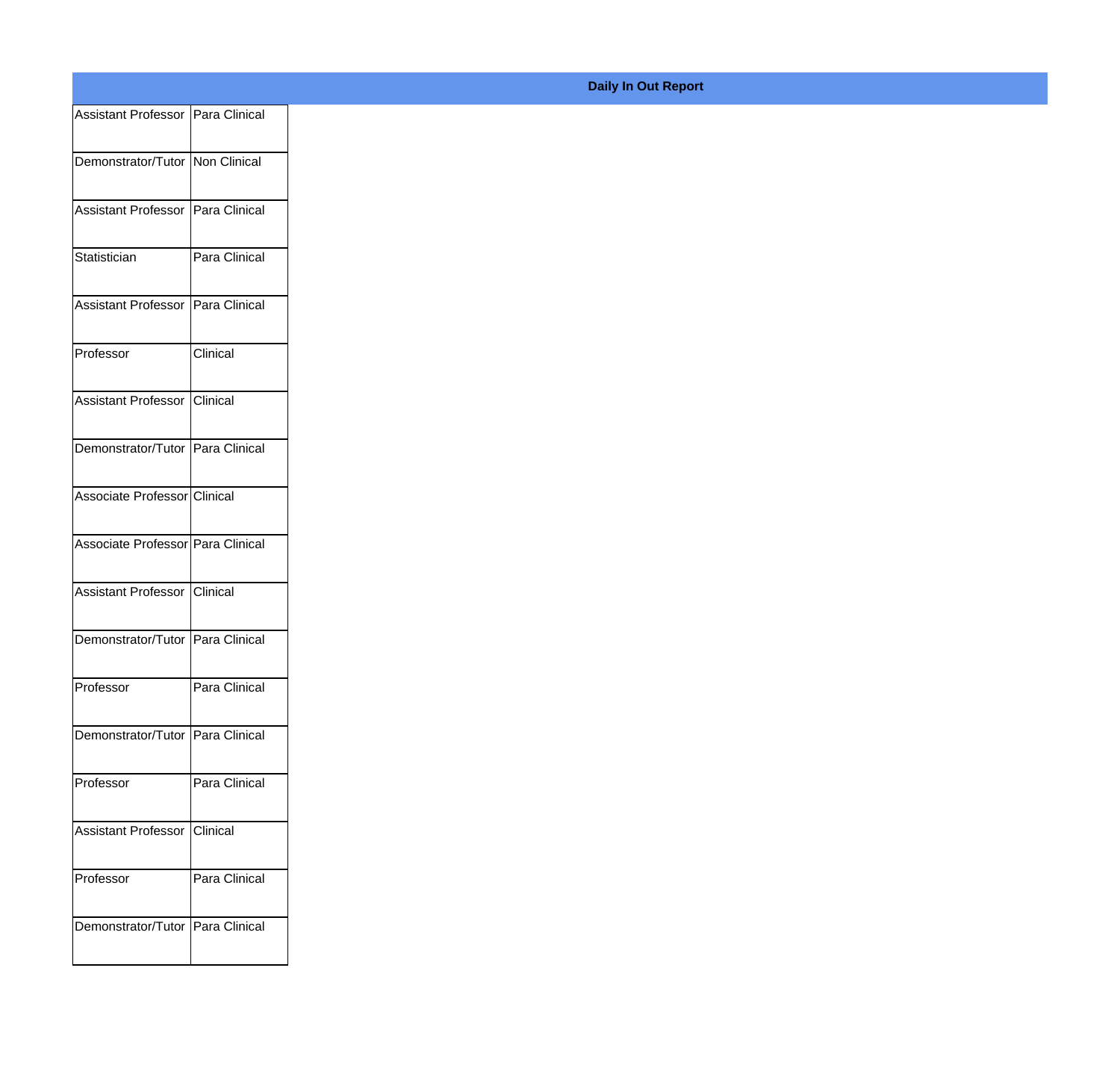**Daily In Out Report**

| | |
|---|---|
| Assistant Professor | Para Clinical |
| Demonstrator/Tutor | Non Clinical |
| Assistant Professor | Para Clinical |
| Statistician | Para Clinical |
| Assistant Professor | Para Clinical |
| Professor | Clinical |
| Assistant Professor | Clinical |
| Demonstrator/Tutor | Para Clinical |
| Associate Professor | Clinical |
| Associate Professor | Para Clinical |
| Assistant Professor | Clinical |
| Demonstrator/Tutor | Para Clinical |
| Professor | Para Clinical |
| Demonstrator/Tutor | Para Clinical |
| Professor | Para Clinical |
| Assistant Professor | Clinical |
| Professor | Para Clinical |
| Demonstrator/Tutor | Para Clinical |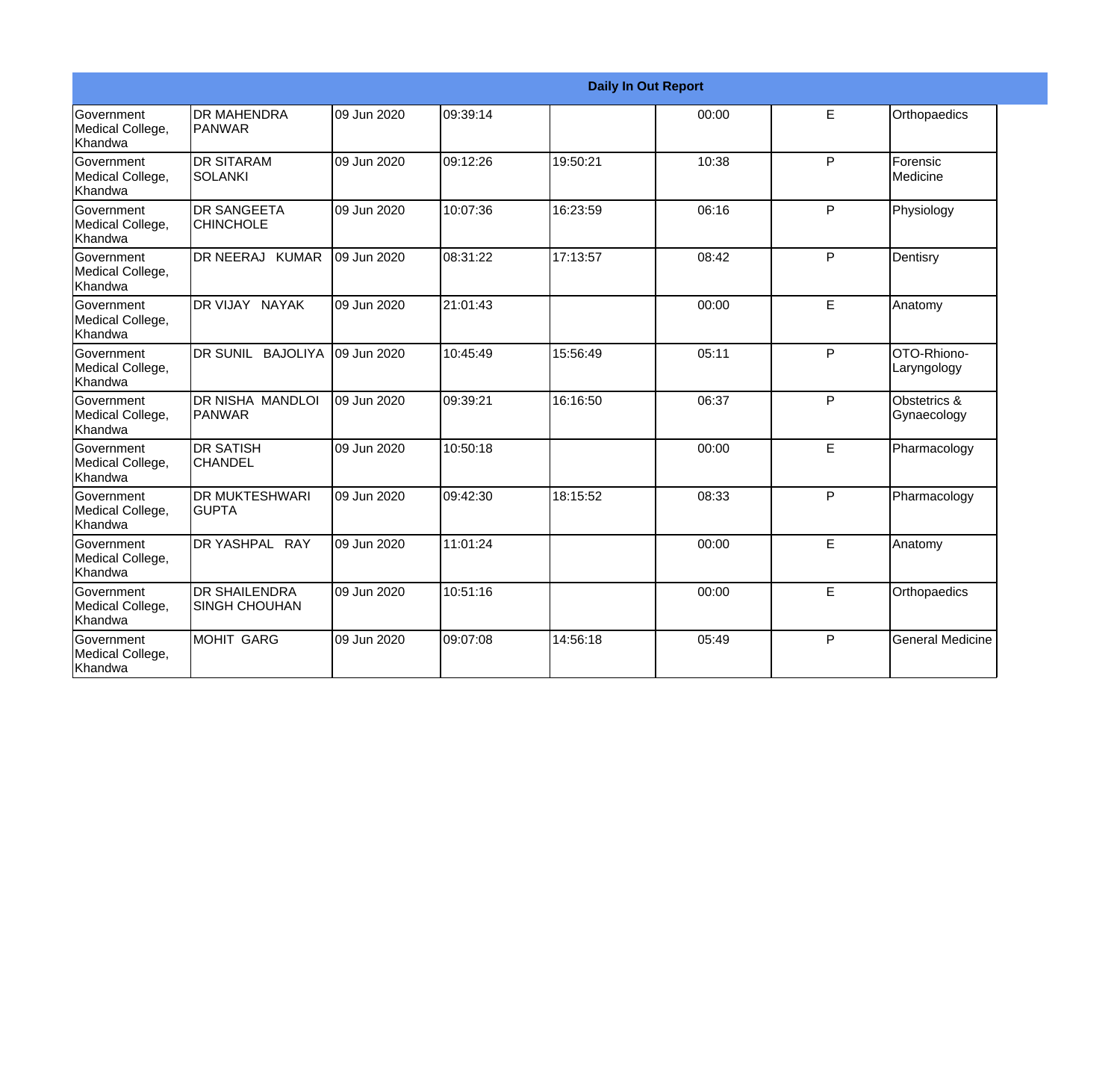| Daily In Out Report | | | | | | | |
|---|---|---|---|---|---|---|---|
| Government Medical College, Khandwa | DR MAHENDRA PANWAR | 09 Jun 2020 | 09:39:14 | | 00:00 | E | Orthopaedics |
| Government Medical College, Khandwa | DR SITARAM SOLANKI | 09 Jun 2020 | 09:12:26 | 19:50:21 | 10:38 | P | Forensic Medicine |
| Government Medical College, Khandwa | DR SANGEETA CHINCHOLE | 09 Jun 2020 | 10:07:36 | 16:23:59 | 06:16 | P | Physiology |
| Government Medical College, Khandwa | DR NEERAJ KUMAR | 09 Jun 2020 | 08:31:22 | 17:13:57 | 08:42 | P | Dentisry |
| Government Medical College, Khandwa | DR VIJAY NAYAK | 09 Jun 2020 | 21:01:43 | | 00:00 | E | Anatomy |
| Government Medical College, Khandwa | DR SUNIL BAJOLIYA | 09 Jun 2020 | 10:45:49 | 15:56:49 | 05:11 | P | OTO-Rhiono-Laryngology |
| Government Medical College, Khandwa | DR NISHA MANDLOI PANWAR | 09 Jun 2020 | 09:39:21 | 16:16:50 | 06:37 | P | Obstetrics & Gynaecology |
| Government Medical College, Khandwa | DR SATISH CHANDEL | 09 Jun 2020 | 10:50:18 | | 00:00 | E | Pharmacology |
| Government Medical College, Khandwa | DR MUKTESHWARI GUPTA | 09 Jun 2020 | 09:42:30 | 18:15:52 | 08:33 | P | Pharmacology |
| Government Medical College, Khandwa | DR YASHPAL RAY | 09 Jun 2020 | 11:01:24 | | 00:00 | E | Anatomy |
| Government Medical College, Khandwa | DR SHAILENDRA SINGH CHOUHAN | 09 Jun 2020 | 10:51:16 | | 00:00 | E | Orthopaedics |
| Government Medical College, Khandwa | MOHIT GARG | 09 Jun 2020 | 09:07:08 | 14:56:18 | 05:49 | P | General Medicine |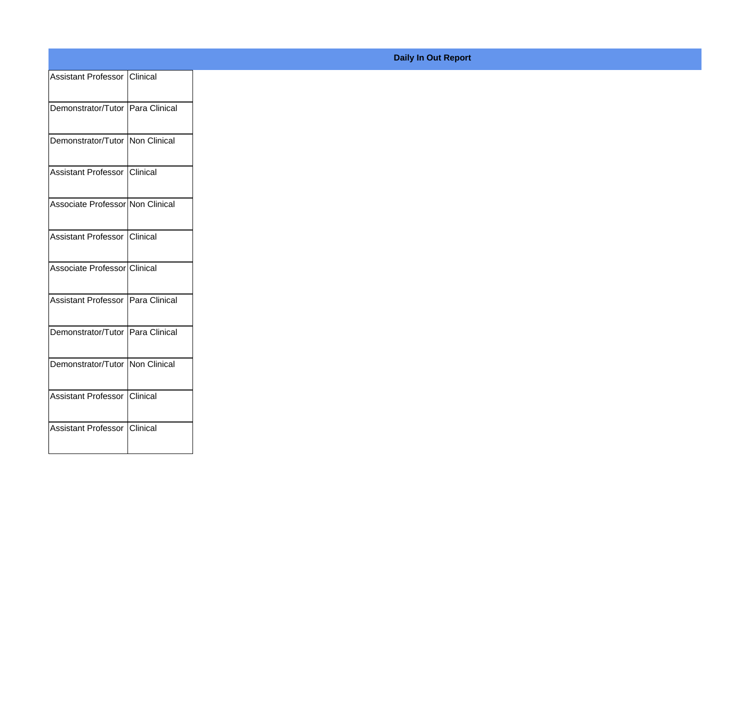**Daily In Out Report**

| | |
|---|---|
| Assistant Professor | Clinical |
| Demonstrator/Tutor | Para Clinical |
| Demonstrator/Tutor | Non Clinical |
| Assistant Professor | Clinical |
| Associate Professor | Non Clinical |
| Assistant Professor | Clinical |
| Associate Professor | Clinical |
| Assistant Professor | Para Clinical |
| Demonstrator/Tutor | Para Clinical |
| Demonstrator/Tutor | Non Clinical |
| Assistant Professor | Clinical |
| Assistant Professor | Clinical |